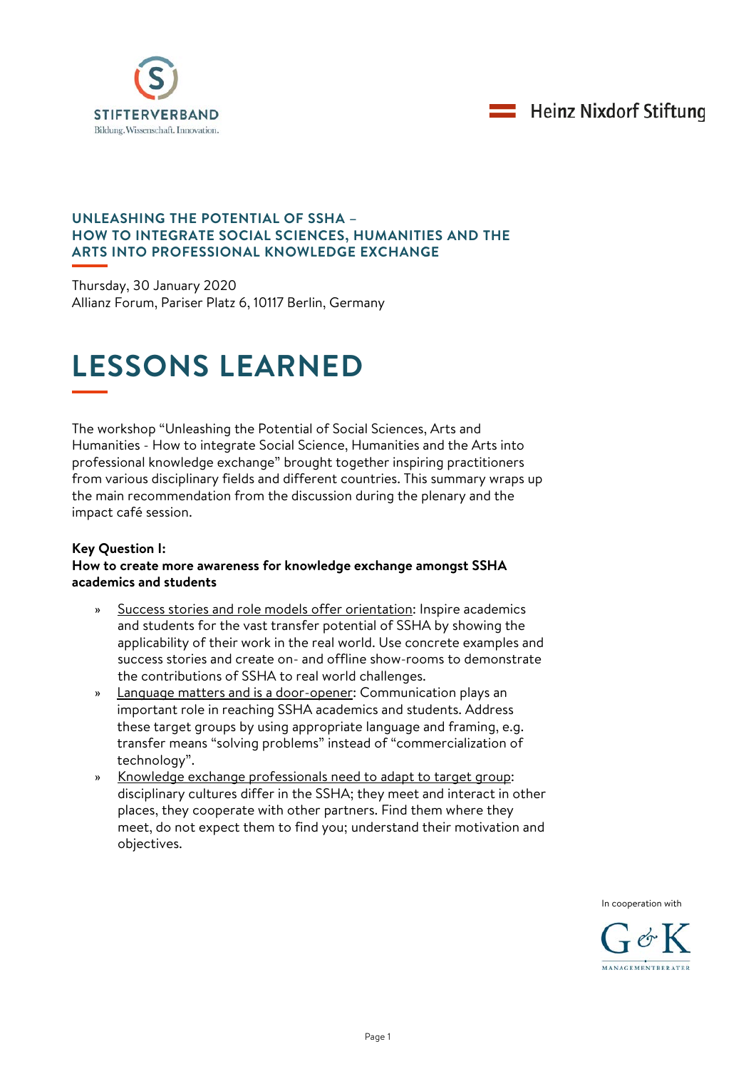Stifterverband – Bildung. Wissenschaft. Innovation.

Heinz Nixdorf Stiftung

## UNLEASHING THE POTENTIAL OF SSHA – HOW TO INTEGRATE SOCIAL SCIENCES, HUMANITIES AND THE ARTS INTO PROFESSIONAL KNOWLEDGE EXCHANGE

Thursday, 30 January 2020
Allianz Forum, Pariser Platz 6, 10117 Berlin, Germany

# LESSONS LEARNED

The workshop "Unleashing the Potential of Social Sciences, Arts and Humanities - How to integrate Social Science, Humanities and the Arts into professional knowledge exchange" brought together inspiring practitioners from various disciplinary fields and different countries. This summary wraps up the main recommendation from the discussion during the plenary and the impact café session.

**Key Question I:**
**How to create more awareness for knowledge exchange amongst SSHA academics and students**

- Success stories and role models offer orientation: Inspire academics and students for the vast transfer potential of SSHA by showing the applicability of their work in the real world. Use concrete examples and success stories and create on- and offline show-rooms to demonstrate the contributions of SSHA to real world challenges.
- Language matters and is a door-opener: Communication plays an important role in reaching SSHA academics and students. Address these target groups by using appropriate language and framing, e.g. transfer means "solving problems" instead of "commercialization of technology".
- Knowledge exchange professionals need to adapt to target group: disciplinary cultures differ in the SSHA; they meet and interact in other places, they cooperate with other partners. Find them where they meet, do not expect them to find you; understand their motivation and objectives.

In cooperation with G&K Managementberater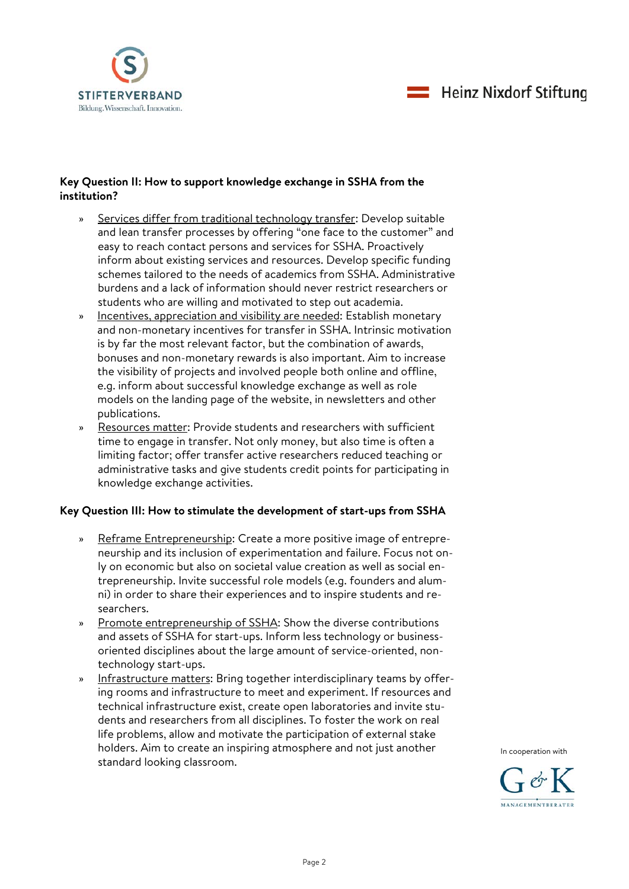**Key Question II: How to support knowledge exchange in SSHA from the institution?**

- Services differ from traditional technology transfer: Develop suitable and lean transfer processes by offering "one face to the customer" and easy to reach contact persons and services for SSHA. Proactively inform about existing services and resources. Develop specific funding schemes tailored to the needs of academics from SSHA. Administrative burdens and a lack of information should never restrict researchers or students who are willing and motivated to step out academia.
- Incentives, appreciation and visibility are needed: Establish monetary and non-monetary incentives for transfer in SSHA. Intrinsic motivation is by far the most relevant factor, but the combination of awards, bonuses and non-monetary rewards is also important. Aim to increase the visibility of projects and involved people both online and offline, e.g. inform about successful knowledge exchange as well as role models on the landing page of the website, in newsletters and other publications.
- Resources matter: Provide students and researchers with sufficient time to engage in transfer. Not only money, but also time is often a limiting factor; offer transfer active researchers reduced teaching or administrative tasks and give students credit points for participating in knowledge exchange activities.

**Key Question III: How to stimulate the development of start-ups from SSHA**

- Reframe Entrepreneurship: Create a more positive image of entrepreneurship and its inclusion of experimentation and failure. Focus not only on economic but also on societal value creation as well as social entrepreneurship. Invite successful role models (e.g. founders and alumni) in order to share their experiences and to inspire students and researchers.
- Promote entrepreneurship of SSHA: Show the diverse contributions and assets of SSHA for start-ups. Inform less technology or business-oriented disciplines about the large amount of service-oriented, non-technology start-ups.
- Infrastructure matters: Bring together interdisciplinary teams by offering rooms and infrastructure to meet and experiment. If resources and technical infrastructure exist, create open laboratories and invite students and researchers from all disciplines. To foster the work on real life problems, allow and motivate the participation of external stake holders. Aim to create an inspiring atmosphere and not just another standard looking classroom.

In cooperation with

G&K Managementberater